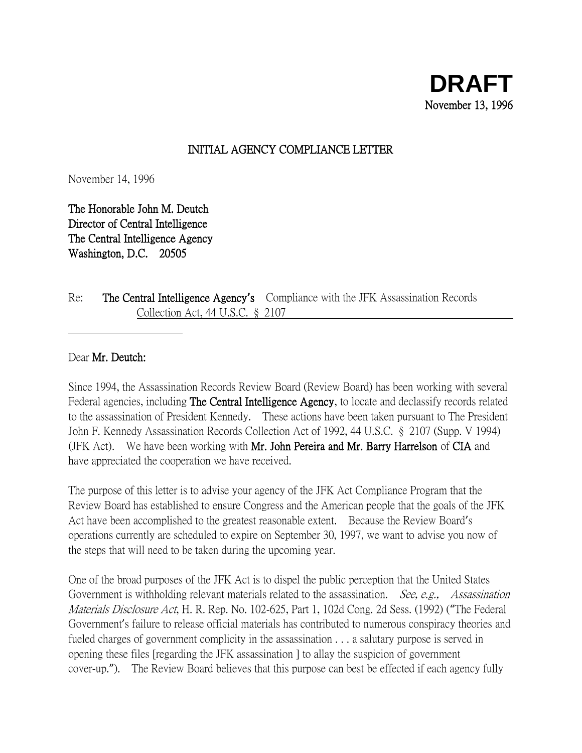**DRAFT**
November 13, 1996

**INITIAL AGENCY COMPLIANCE LETTER**

November 14, 1996

**The Honorable John M. Deutch**
**Director of Central Intelligence**
**The Central Intelligence Agency**
**Washington, D.C. 20505**

Re: **The Central Intelligence Agency's** Compliance with the JFK Assassination Records Collection Act, 44 U.S.C. § 2107

Dear **Mr. Deutch:**

Since 1994, the Assassination Records Review Board (Review Board) has been working with several Federal agencies, including **The Central Intelligence Agency**, to locate and declassify records related to the assassination of President Kennedy. These actions have been taken pursuant to The President John F. Kennedy Assassination Records Collection Act of 1992, 44 U.S.C. § 2107 (Supp. V 1994) (JFK Act). We have been working with **Mr. John Pereira and Mr. Barry Harrelson** of **CIA** and have appreciated the cooperation we have received.

The purpose of this letter is to advise your agency of the JFK Act Compliance Program that the Review Board has established to ensure Congress and the American people that the goals of the JFK Act have been accomplished to the greatest reasonable extent. Because the Review Board's operations currently are scheduled to expire on September 30, 1997, we want to advise you now of the steps that will need to be taken during the upcoming year.

One of the broad purposes of the JFK Act is to dispel the public perception that the United States Government is withholding relevant materials related to the assassination. *See, e.g., Assassination Materials Disclosure Act*, H. R. Rep. No. 102-625, Part 1, 102d Cong. 2d Sess. (1992) ("The Federal Government's failure to release official materials has contributed to numerous conspiracy theories and fueled charges of government complicity in the assassination . . . a salutary purpose is served in opening these files [regarding the JFK assassination ] to allay the suspicion of government cover-up."). The Review Board believes that this purpose can best be effected if each agency fully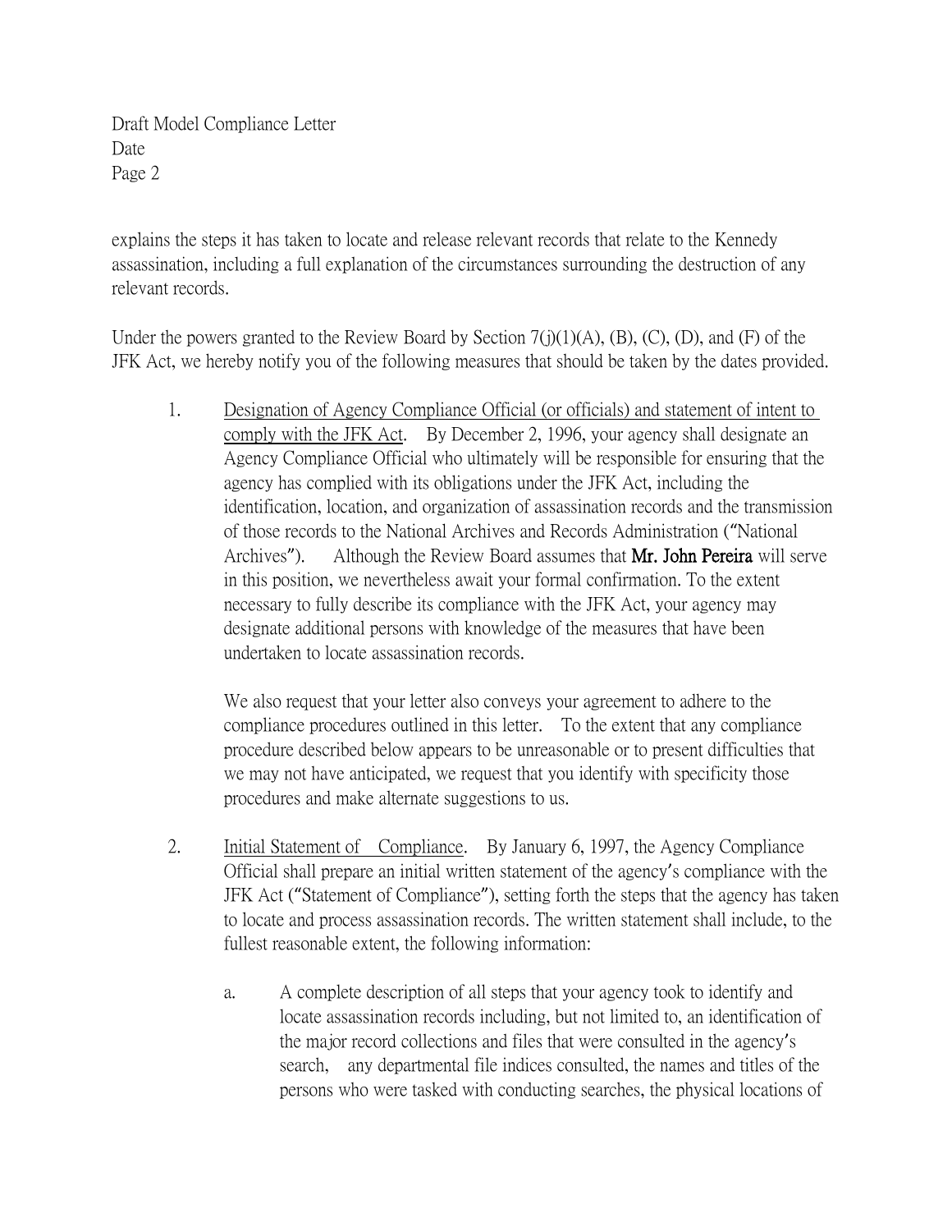explains the steps it has taken to locate and release relevant records that relate to the Kennedy assassination, including a full explanation of the circumstances surrounding the destruction of any relevant records.

Under the powers granted to the Review Board by Section 7(j)(1)(A), (B), (C), (D), and (F) of the JFK Act, we hereby notify you of the following measures that should be taken by the dates provided.

1. Designation of Agency Compliance Official (or officials) and statement of intent to comply with the JFK Act. By December 2, 1996, your agency shall designate an Agency Compliance Official who ultimately will be responsible for ensuring that the agency has complied with its obligations under the JFK Act, including the identification, location, and organization of assassination records and the transmission of those records to the National Archives and Records Administration ("National Archives"). Although the Review Board assumes that **Mr. John Pereira** will serve in this position, we nevertheless await your formal confirmation. To the extent necessary to fully describe its compliance with the JFK Act, your agency may designate additional persons with knowledge of the measures that have been undertaken to locate assassination records.

   We also request that your letter also conveys your agreement to adhere to the compliance procedures outlined in this letter. To the extent that any compliance procedure described below appears to be unreasonable or to present difficulties that we may not have anticipated, we request that you identify with specificity those procedures and make alternate suggestions to us.

2. Initial Statement of Compliance. By January 6, 1997, the Agency Compliance Official shall prepare an initial written statement of the agency's compliance with the JFK Act ("Statement of Compliance"), setting forth the steps that the agency has taken to locate and process assassination records. The written statement shall include, to the fullest reasonable extent, the following information:

   a. A complete description of all steps that your agency took to identify and locate assassination records including, but not limited to, an identification of the major record collections and files that were consulted in the agency's search, any departmental file indices consulted, the names and titles of the persons who were tasked with conducting searches, the physical locations of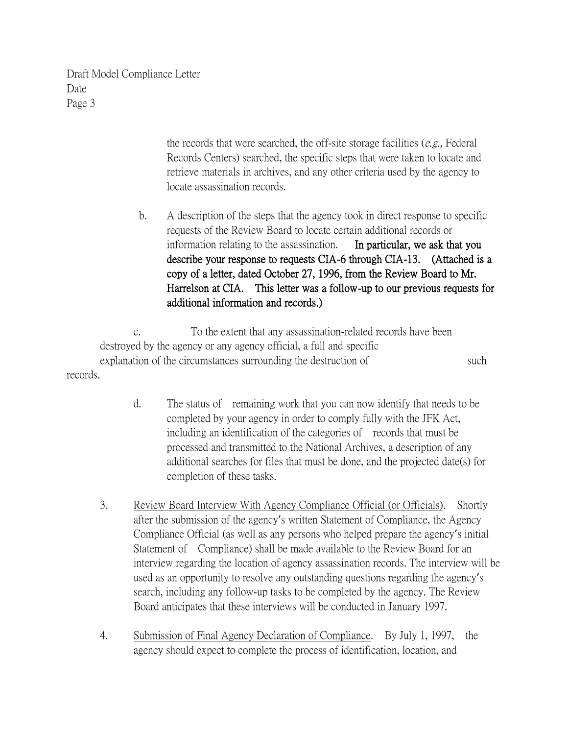the records that were searched, the off-site storage facilities (*e.g.,* Federal Records Centers) searched, the specific steps that were taken to locate and retrieve materials in archives, and any other criteria used by the agency to locate assassination records.

b. A description of the steps that the agency took in direct response to specific requests of the Review Board to locate certain additional records or information relating to the assassination. **In particular, we ask that you describe your response to requests CIA-6 through CIA-13. (Attached is a copy of a letter, dated October 27, 1996, from the Review Board to Mr. Harrelson at CIA. This letter was a follow-up to our previous requests for additional information and records.)**

c. To the extent that any assassination-related records have been destroyed by the agency or any agency official, a full and specific explanation of the circumstances surrounding the destruction of such records.

d. The status of remaining work that you can now identify that needs to be completed by your agency in order to comply fully with the JFK Act, including an identification of the categories of records that must be processed and transmitted to the National Archives, a description of any additional searches for files that must be done, and the projected date(s) for completion of these tasks.

3. <u>Review Board Interview With Agency Compliance Official (or Officials)</u>. Shortly after the submission of the agency's written Statement of Compliance, the Agency Compliance Official (as well as any persons who helped prepare the agency's initial Statement of Compliance) shall be made available to the Review Board for an interview regarding the location of agency assassination records. The interview will be used as an opportunity to resolve any outstanding questions regarding the agency's search, including any follow-up tasks to be completed by the agency. The Review Board anticipates that these interviews will be conducted in January 1997.

4. <u>Submission of Final Agency Declaration of Compliance</u>. By July 1, 1997, the agency should expect to complete the process of identification, location, and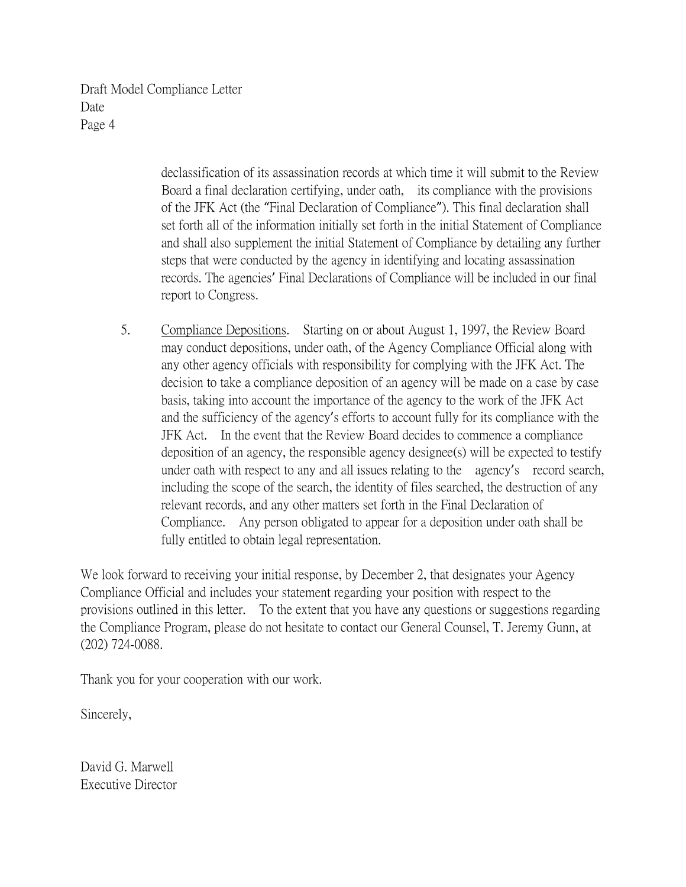declassification of its assassination records at which time it will submit to the Review Board a final declaration certifying, under oath, its compliance with the provisions of the JFK Act (the "Final Declaration of Compliance"). This final declaration shall set forth all of the information initially set forth in the initial Statement of Compliance and shall also supplement the initial Statement of Compliance by detailing any further steps that were conducted by the agency in identifying and locating assassination records. The agencies' Final Declarations of Compliance will be included in our final report to Congress.

5. Compliance Depositions. Starting on or about August 1, 1997, the Review Board may conduct depositions, under oath, of the Agency Compliance Official along with any other agency officials with responsibility for complying with the JFK Act. The decision to take a compliance deposition of an agency will be made on a case by case basis, taking into account the importance of the agency to the work of the JFK Act and the sufficiency of the agency's efforts to account fully for its compliance with the JFK Act. In the event that the Review Board decides to commence a compliance deposition of an agency, the responsible agency designee(s) will be expected to testify under oath with respect to any and all issues relating to the agency's record search, including the scope of the search, the identity of files searched, the destruction of any relevant records, and any other matters set forth in the Final Declaration of Compliance. Any person obligated to appear for a deposition under oath shall be fully entitled to obtain legal representation.

We look forward to receiving your initial response, by December 2, that designates your Agency Compliance Official and includes your statement regarding your position with respect to the provisions outlined in this letter. To the extent that you have any questions or suggestions regarding the Compliance Program, please do not hesitate to contact our General Counsel, T. Jeremy Gunn, at (202) 724-0088.

Thank you for your cooperation with our work.

Sincerely,

David G. Marwell
Executive Director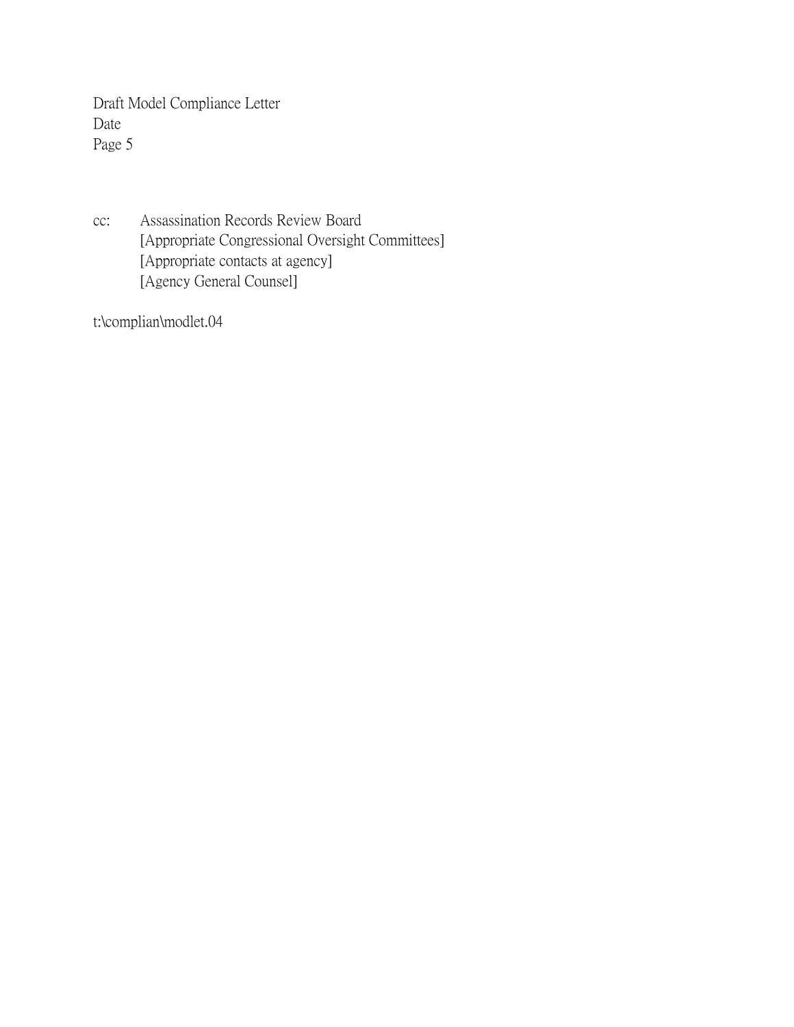cc: Assassination Records Review Board
[Appropriate Congressional Oversight Committees]
[Appropriate contacts at agency]
[Agency General Counsel]

t:\complian\modlet.04